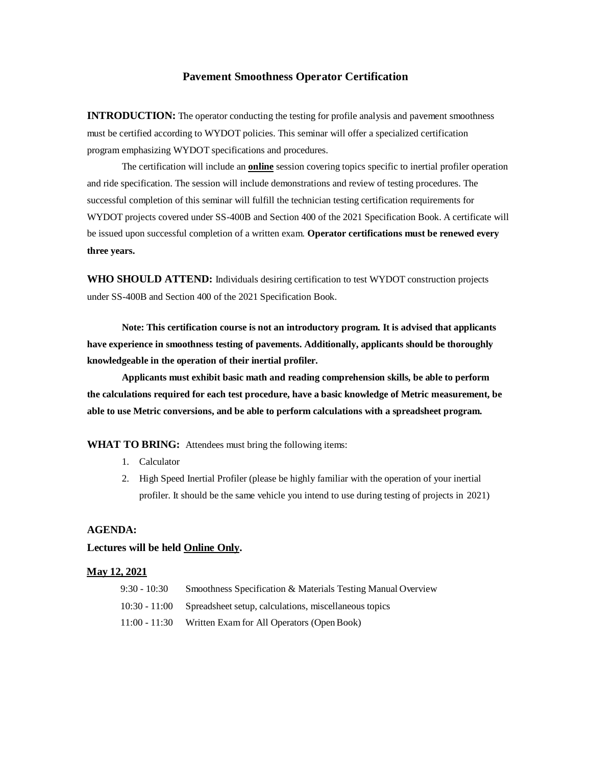# Pavement Smoothness Operator Certification

**INTRODUCTION:** The operator conducting the testing for profile analysis and pavement smoothness must be certified according to WYDOT policies. This seminar will offer a specialized certification program emphasizing WYDOT specifications and procedures.

The certification will include an **online** session covering topics specific to inertial profiler operation and ride specification. The session will include demonstrations and review of testing procedures. The successful completion of this seminar will fulfill the technician testing certification requirements for WYDOT projects covered under SS-400B and Section 400 of the 2021 Specification Book. A certificate will be issued upon successful completion of a written exam. **Operator certifications must be renewed every three years.**

**WHO SHOULD ATTEND:** Individuals desiring certification to test WYDOT construction projects under SS-400B and Section 400 of the 2021 Specification Book.

**Note: This certification course is not an introductory program. It is advised that applicants have experience in smoothness testing of pavements. Additionally, applicants should be thoroughly knowledgeable in the operation of their inertial profiler.**

**Applicants must exhibit basic math and reading comprehension skills, be able to perform the calculations required for each test procedure, have a basic knowledge of Metric measurement, be able to use Metric conversions, and be able to perform calculations with a spreadsheet program.**

**WHAT TO BRING:** Attendees must bring the following items:

1. Calculator
2. High Speed Inertial Profiler (please be highly familiar with the operation of your inertial profiler. It should be the same vehicle you intend to use during testing of projects in 2021)

**AGENDA:**

**Lectures will be held Online Only.**

**May 12, 2021**

| | |
|---|---|
| 9:30 - 10:30 | Smoothness Specification & Materials Testing Manual Overview |
| 10:30 - 11:00 | Spreadsheet setup, calculations, miscellaneous topics |
| 11:00 - 11:30 | Written Exam for All Operators (Open Book) |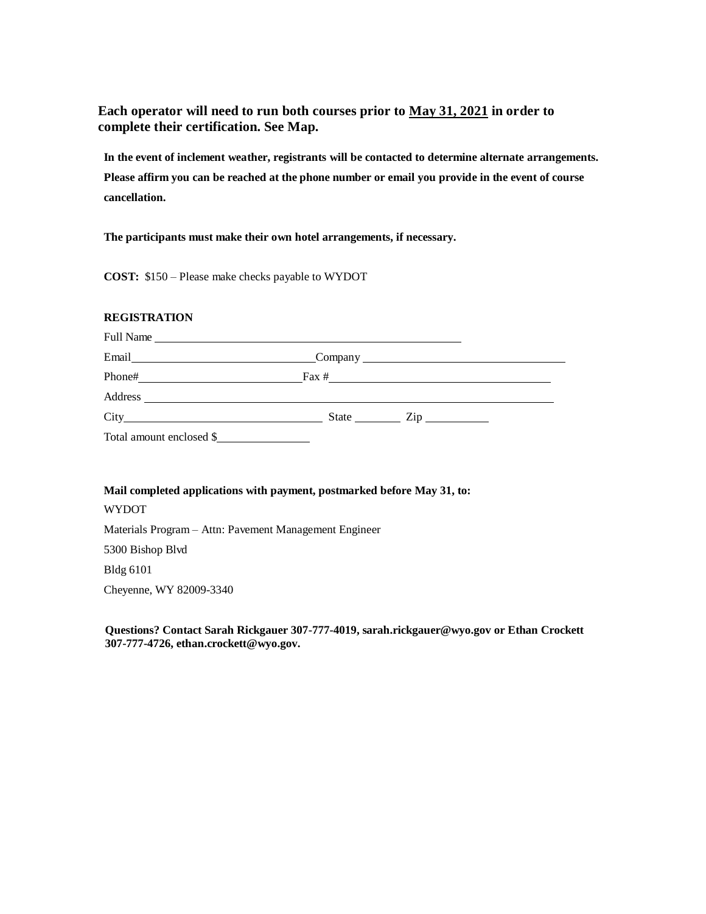**Each operator will need to run both courses prior to <u>May 31, 2021</u> in order to complete their certification. See Map.**

**In the event of inclement weather, registrants will be contacted to determine alternate arrangements. Please affirm you can be reached at the phone number or email you provide in the event of course cancellation.**

**The participants must make their own hotel arrangements, if necessary.**

**COST:** $150 – Please make checks payable to WYDOT

**REGISTRATION**

Full Name ______________________________

Email ______________________________ Company ______________________________

Phone# ______________________________ Fax # ______________________________

Address ______________________________

City ______________________________ State ________ Zip __________

Total amount enclosed $______________

**Mail completed applications with payment, postmarked before May 31, to:**

WYDOT

Materials Program – Attn: Pavement Management Engineer

5300 Bishop Blvd

Bldg 6101

Cheyenne, WY 82009-3340

**Questions? Contact Sarah Rickgauer 307-777-4019, sarah.rickgauer@wyo.gov or Ethan Crockett 307-777-4726, ethan.crockett@wyo.gov.**